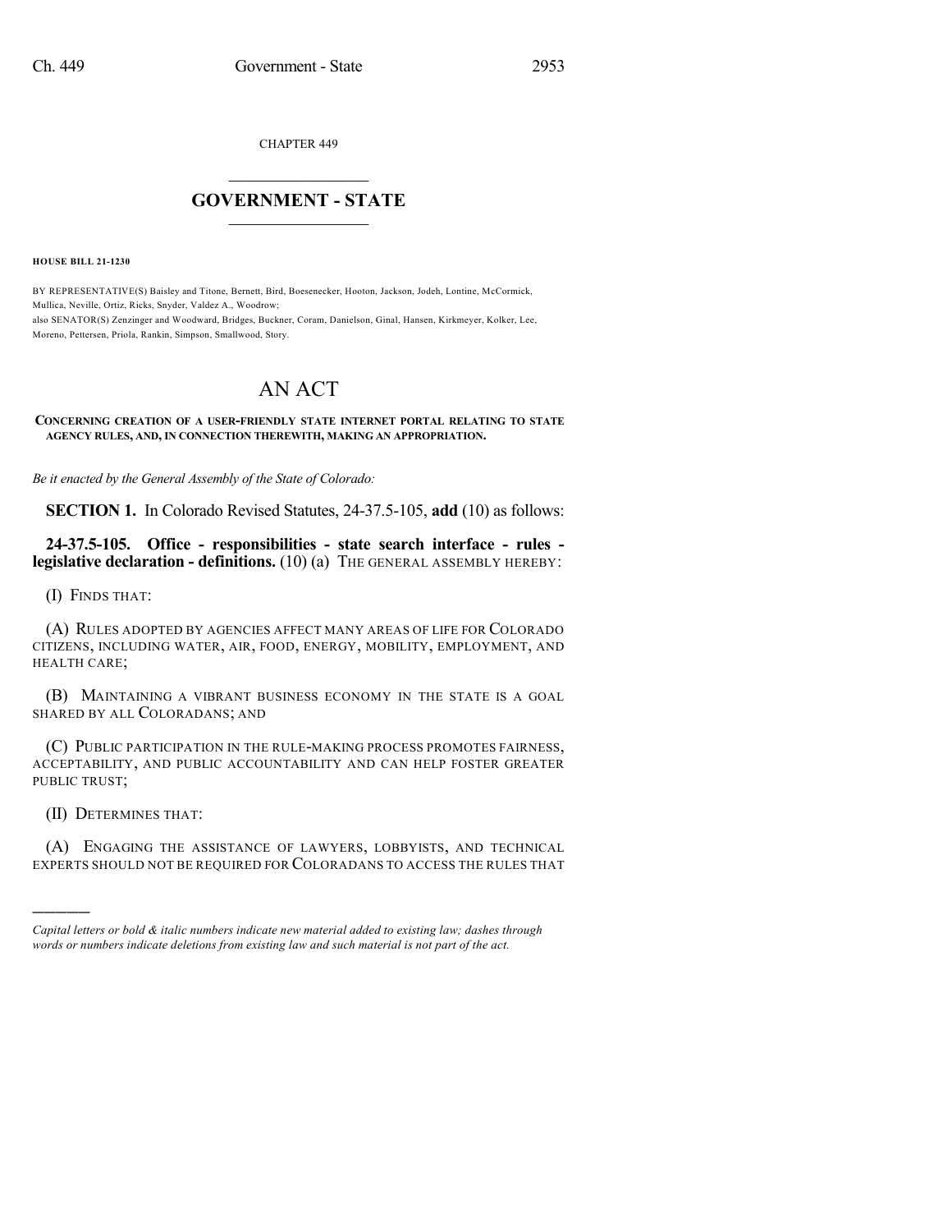CHAPTER 449

# GOVERNMENT - STATE

**HOUSE BILL 21-1230**

BY REPRESENTATIVE(S) Baisley and Titone, Bernett, Bird, Boesenecker, Hooton, Jackson, Jodeh, Lontine, McCormick, Mullica, Neville, Ortiz, Ricks, Snyder, Valdez A., Woodrow;
also SENATOR(S) Zenzinger and Woodward, Bridges, Buckner, Coram, Danielson, Ginal, Hansen, Kirkmeyer, Kolker, Lee, Moreno, Pettersen, Priola, Rankin, Simpson, Smallwood, Story.

# AN ACT

**CONCERNING CREATION OF A USER-FRIENDLY STATE INTERNET PORTAL RELATING TO STATE AGENCY RULES, AND, IN CONNECTION THEREWITH, MAKING AN APPROPRIATION.**

*Be it enacted by the General Assembly of the State of Colorado:*

**SECTION 1.** In Colorado Revised Statutes, 24-37.5-105, **add** (10) as follows:

**24-37.5-105. Office - responsibilities - state search interface - rules - legislative declaration - definitions.** (10) (a) THE GENERAL ASSEMBLY HEREBY:

(I) FINDS THAT:

(A) RULES ADOPTED BY AGENCIES AFFECT MANY AREAS OF LIFE FOR COLORADO CITIZENS, INCLUDING WATER, AIR, FOOD, ENERGY, MOBILITY, EMPLOYMENT, AND HEALTH CARE;

(B) MAINTAINING A VIBRANT BUSINESS ECONOMY IN THE STATE IS A GOAL SHARED BY ALL COLORADANS; AND

(C) PUBLIC PARTICIPATION IN THE RULE-MAKING PROCESS PROMOTES FAIRNESS, ACCEPTABILITY, AND PUBLIC ACCOUNTABILITY AND CAN HELP FOSTER GREATER PUBLIC TRUST;

(II) DETERMINES THAT:

(A) ENGAGING THE ASSISTANCE OF LAWYERS, LOBBYISTS, AND TECHNICAL EXPERTS SHOULD NOT BE REQUIRED FOR COLORADANS TO ACCESS THE RULES THAT

---

*Capital letters or bold & italic numbers indicate new material added to existing law; dashes through words or numbers indicate deletions from existing law and such material is not part of the act.*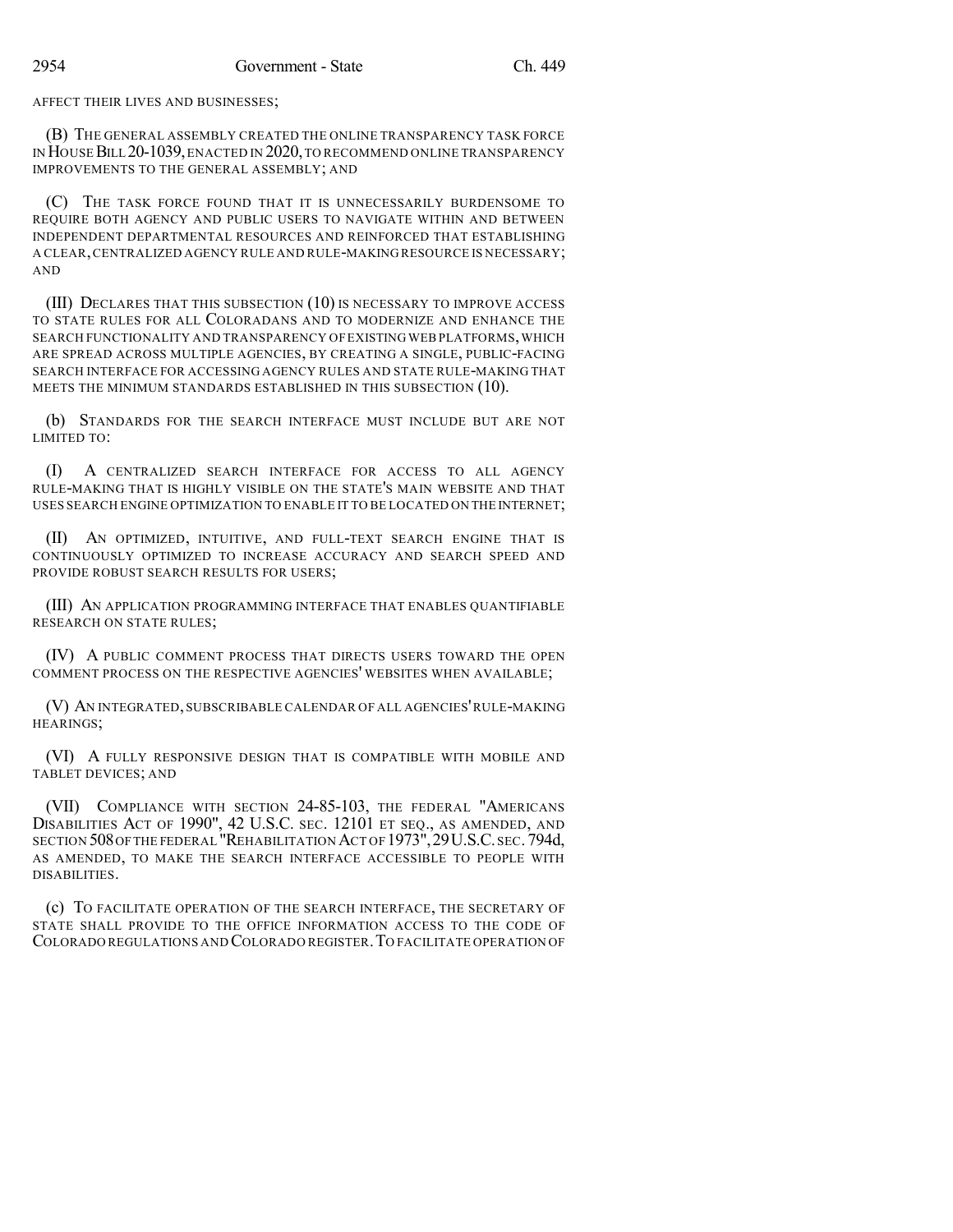AFFECT THEIR LIVES AND BUSINESSES;

(B) THE GENERAL ASSEMBLY CREATED THE ONLINE TRANSPARENCY TASK FORCE IN HOUSE BILL 20-1039, ENACTED IN 2020, TO RECOMMEND ONLINE TRANSPARENCY IMPROVEMENTS TO THE GENERAL ASSEMBLY; AND

(C) THE TASK FORCE FOUND THAT IT IS UNNECESSARILY BURDENSOME TO REQUIRE BOTH AGENCY AND PUBLIC USERS TO NAVIGATE WITHIN AND BETWEEN INDEPENDENT DEPARTMENTAL RESOURCES AND REINFORCED THAT ESTABLISHING A CLEAR, CENTRALIZED AGENCY RULE AND RULE-MAKING RESOURCE IS NECESSARY; AND

(III) DECLARES THAT THIS SUBSECTION (10) IS NECESSARY TO IMPROVE ACCESS TO STATE RULES FOR ALL COLORADANS AND TO MODERNIZE AND ENHANCE THE SEARCH FUNCTIONALITY AND TRANSPARENCY OF EXISTING WEB PLATFORMS, WHICH ARE SPREAD ACROSS MULTIPLE AGENCIES, BY CREATING A SINGLE, PUBLIC-FACING SEARCH INTERFACE FOR ACCESSING AGENCY RULES AND STATE RULE-MAKING THAT MEETS THE MINIMUM STANDARDS ESTABLISHED IN THIS SUBSECTION (10).

(b) STANDARDS FOR THE SEARCH INTERFACE MUST INCLUDE BUT ARE NOT LIMITED TO:

(I) A CENTRALIZED SEARCH INTERFACE FOR ACCESS TO ALL AGENCY RULE-MAKING THAT IS HIGHLY VISIBLE ON THE STATE'S MAIN WEBSITE AND THAT USES SEARCH ENGINE OPTIMIZATION TO ENABLE IT TO BE LOCATED ON THE INTERNET;

(II) AN OPTIMIZED, INTUITIVE, AND FULL-TEXT SEARCH ENGINE THAT IS CONTINUOUSLY OPTIMIZED TO INCREASE ACCURACY AND SEARCH SPEED AND PROVIDE ROBUST SEARCH RESULTS FOR USERS;

(III) AN APPLICATION PROGRAMMING INTERFACE THAT ENABLES QUANTIFIABLE RESEARCH ON STATE RULES;

(IV) A PUBLIC COMMENT PROCESS THAT DIRECTS USERS TOWARD THE OPEN COMMENT PROCESS ON THE RESPECTIVE AGENCIES' WEBSITES WHEN AVAILABLE;

(V) AN INTEGRATED, SUBSCRIBABLE CALENDAR OF ALL AGENCIES' RULE-MAKING HEARINGS;

(VI) A FULLY RESPONSIVE DESIGN THAT IS COMPATIBLE WITH MOBILE AND TABLET DEVICES; AND

(VII) COMPLIANCE WITH SECTION 24-85-103, THE FEDERAL "AMERICANS DISABILITIES ACT OF 1990", 42 U.S.C. SEC. 12101 ET SEQ., AS AMENDED, AND SECTION 508 OF THE FEDERAL "REHABILITATION ACT OF 1973", 29 U.S.C. SEC. 794d, AS AMENDED, TO MAKE THE SEARCH INTERFACE ACCESSIBLE TO PEOPLE WITH DISABILITIES.

(c) TO FACILITATE OPERATION OF THE SEARCH INTERFACE, THE SECRETARY OF STATE SHALL PROVIDE TO THE OFFICE INFORMATION ACCESS TO THE CODE OF COLORADO REGULATIONS AND COLORADO REGISTER. TO FACILITATE OPERATION OF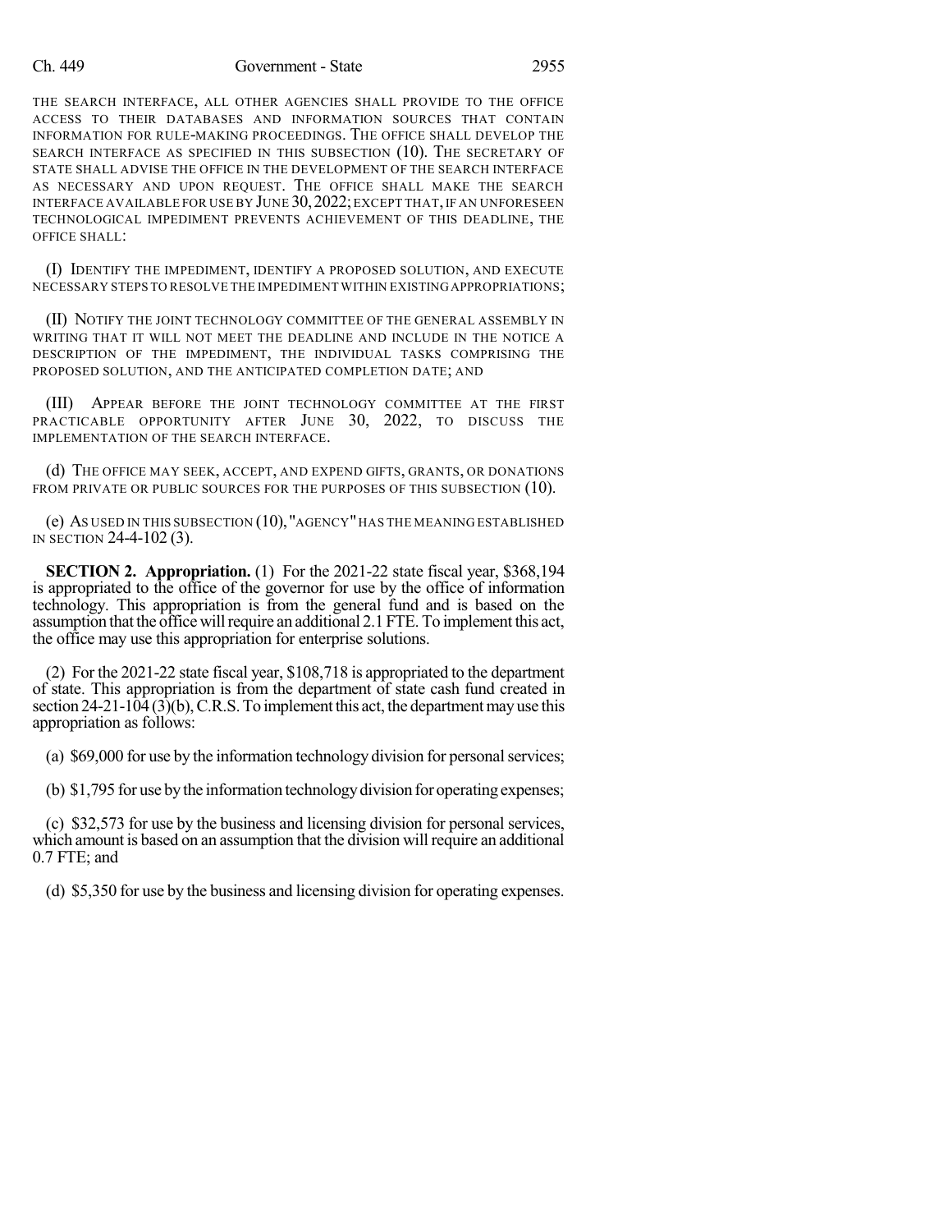THE SEARCH INTERFACE, ALL OTHER AGENCIES SHALL PROVIDE TO THE OFFICE ACCESS TO THEIR DATABASES AND INFORMATION SOURCES THAT CONTAIN INFORMATION FOR RULE-MAKING PROCEEDINGS. THE OFFICE SHALL DEVELOP THE SEARCH INTERFACE AS SPECIFIED IN THIS SUBSECTION (10). THE SECRETARY OF STATE SHALL ADVISE THE OFFICE IN THE DEVELOPMENT OF THE SEARCH INTERFACE AS NECESSARY AND UPON REQUEST. THE OFFICE SHALL MAKE THE SEARCH INTERFACE AVAILABLE FOR USE BY JUNE 30, 2022; EXCEPT THAT, IF AN UNFORESEEN TECHNOLOGICAL IMPEDIMENT PREVENTS ACHIEVEMENT OF THIS DEADLINE, THE OFFICE SHALL:

(I) IDENTIFY THE IMPEDIMENT, IDENTIFY A PROPOSED SOLUTION, AND EXECUTE NECESSARY STEPS TO RESOLVE THE IMPEDIMENT WITHIN EXISTING APPROPRIATIONS;

(II) NOTIFY THE JOINT TECHNOLOGY COMMITTEE OF THE GENERAL ASSEMBLY IN WRITING THAT IT WILL NOT MEET THE DEADLINE AND INCLUDE IN THE NOTICE A DESCRIPTION OF THE IMPEDIMENT, THE INDIVIDUAL TASKS COMPRISING THE PROPOSED SOLUTION, AND THE ANTICIPATED COMPLETION DATE; AND

(III) APPEAR BEFORE THE JOINT TECHNOLOGY COMMITTEE AT THE FIRST PRACTICABLE OPPORTUNITY AFTER JUNE 30, 2022, TO DISCUSS THE IMPLEMENTATION OF THE SEARCH INTERFACE.

(d) THE OFFICE MAY SEEK, ACCEPT, AND EXPEND GIFTS, GRANTS, OR DONATIONS FROM PRIVATE OR PUBLIC SOURCES FOR THE PURPOSES OF THIS SUBSECTION (10).

(e) AS USED IN THIS SUBSECTION (10), "AGENCY" HAS THE MEANING ESTABLISHED IN SECTION 24-4-102 (3).

**SECTION 2. Appropriation.** (1) For the 2021-22 state fiscal year, $368,194 is appropriated to the office of the governor for use by the office of information technology. This appropriation is from the general fund and is based on the assumption that the office will require an additional 2.1 FTE. To implement this act, the office may use this appropriation for enterprise solutions.

(2) For the 2021-22 state fiscal year, $108,718 is appropriated to the department of state. This appropriation is from the department of state cash fund created in section 24-21-104 (3)(b), C.R.S. To implement this act, the department may use this appropriation as follows:

(a) $69,000 for use by the information technology division for personal services;

(b) $1,795 for use by the information technology division for operating expenses;

(c) $32,573 for use by the business and licensing division for personal services, which amount is based on an assumption that the division will require an additional 0.7 FTE; and

(d) $5,350 for use by the business and licensing division for operating expenses.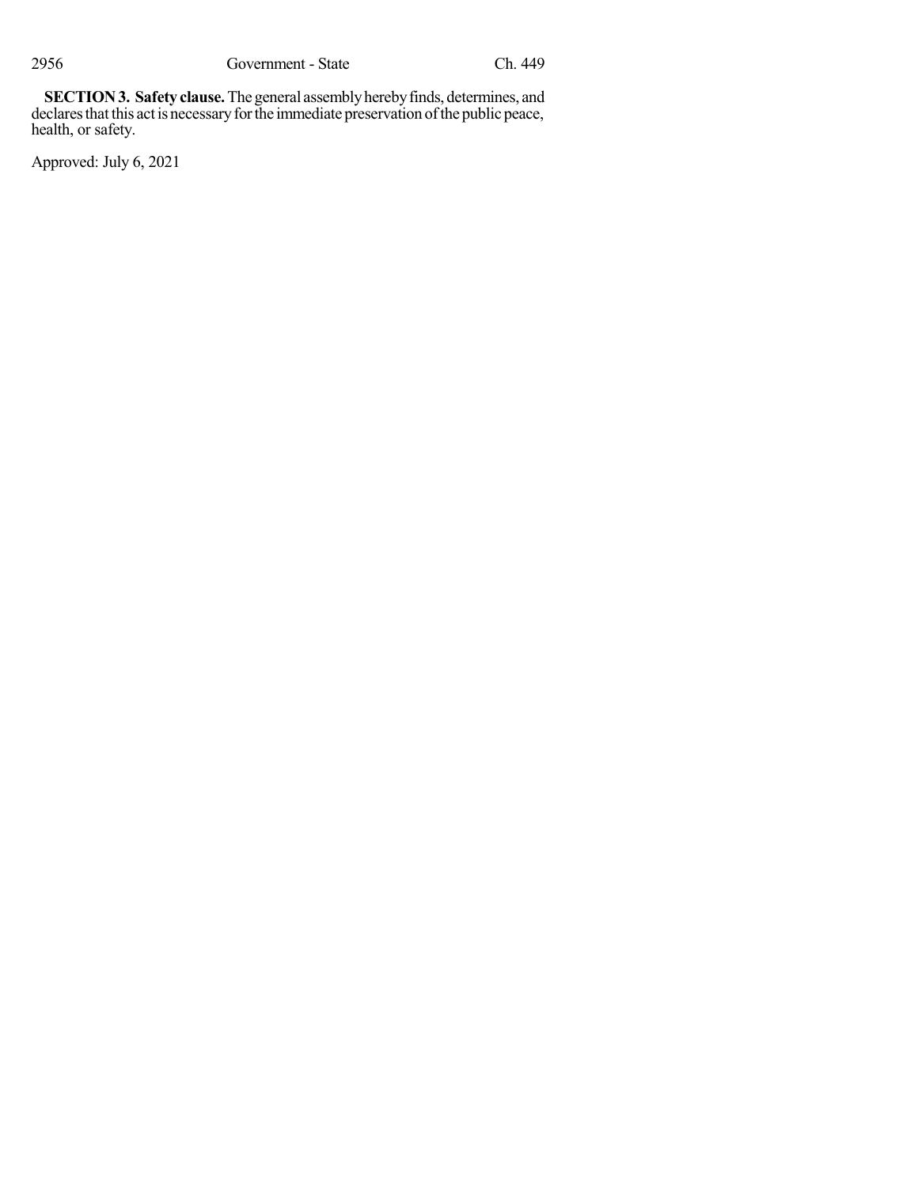**SECTION 3. Safety clause.** The general assembly hereby finds, determines, and declares that this act is necessary for the immediate preservation of the public peace, health, or safety.

Approved: July 6, 2021